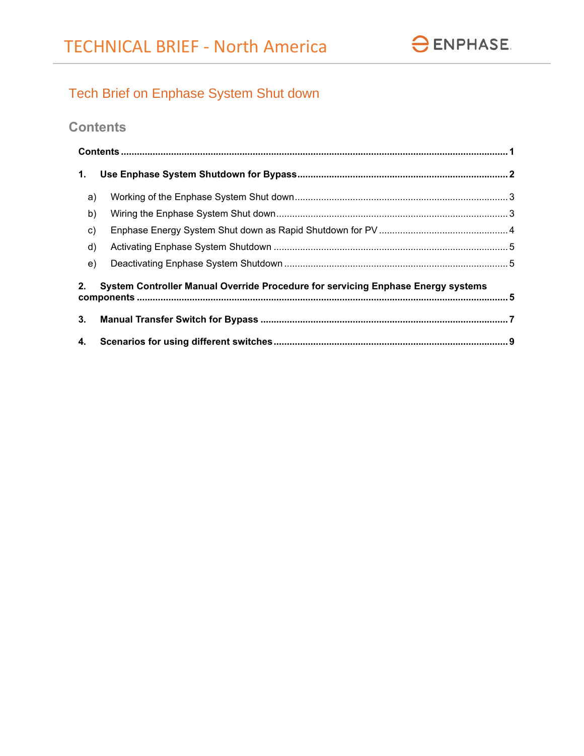# TECHNICAL BRIEF - North America

## Tech Brief on Enphase System Shut down

### Contents

**Contents** ........................................................................................................................................ 1

**1. Use Enphase System Shutdown for Bypass** .................................................................................... 2

- a) Working of the Enphase System Shut down ................................................................................ 3
- b) Wiring the Enphase System Shut down ....................................................................................... 3
- c) Enphase Energy System Shut down as Rapid Shutdown for PV ................................................. 4
- d) Activating Enphase System Shutdown ........................................................................................ 5
- e) Deactivating Enphase System Shutdown .................................................................................... 5

**2. System Controller Manual Override Procedure for servicing Enphase Energy systems components** ........................................................................................................................................ 5

**3. Manual Transfer Switch for Bypass** ............................................................................................... 7

**4. Scenarios for using different switches** ........................................................................................... 9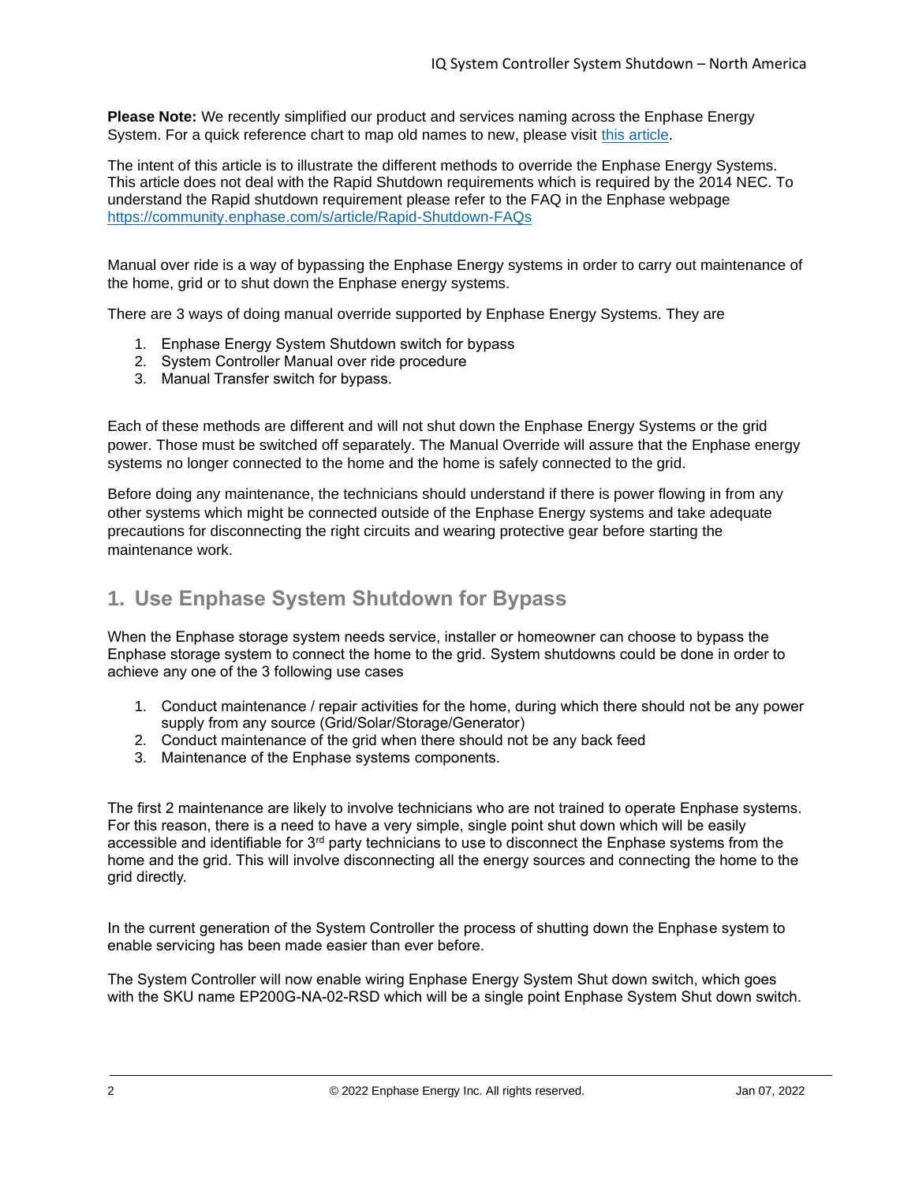**Please Note:** We recently simplified our product and services naming across the Enphase Energy System. For a quick reference chart to map old names to new, please visit [this article](#).

The intent of this article is to illustrate the different methods to override the Enphase Energy Systems. This article does not deal with the Rapid Shutdown requirements which is required by the 2014 NEC. To understand the Rapid shutdown requirement please refer to the FAQ in the Enphase webpage https://community.enphase.com/s/article/Rapid-Shutdown-FAQs

Manual over ride is a way of bypassing the Enphase Energy systems in order to carry out maintenance of the home, grid or to shut down the Enphase energy systems.

There are 3 ways of doing manual override supported by Enphase Energy Systems. They are

1. Enphase Energy System Shutdown switch for bypass
2. System Controller Manual over ride procedure
3. Manual Transfer switch for bypass.

Each of these methods are different and will not shut down the Enphase Energy Systems or the grid power. Those must be switched off separately. The Manual Override will assure that the Enphase energy systems no longer connected to the home and the home is safely connected to the grid.

Before doing any maintenance, the technicians should understand if there is power flowing in from any other systems which might be connected outside of the Enphase Energy systems and take adequate precautions for disconnecting the right circuits and wearing protective gear before starting the maintenance work.

## 1. Use Enphase System Shutdown for Bypass

When the Enphase storage system needs service, installer or homeowner can choose to bypass the Enphase storage system to connect the home to the grid. System shutdowns could be done in order to achieve any one of the 3 following use cases

1. Conduct maintenance / repair activities for the home, during which there should not be any power supply from any source (Grid/Solar/Storage/Generator)
2. Conduct maintenance of the grid when there should not be any back feed
3. Maintenance of the Enphase systems components.

The first 2 maintenance are likely to involve technicians who are not trained to operate Enphase systems. For this reason, there is a need to have a very simple, single point shut down which will be easily accessible and identifiable for 3rd party technicians to use to disconnect the Enphase systems from the home and the grid. This will involve disconnecting all the energy sources and connecting the home to the grid directly.

In the current generation of the System Controller the process of shutting down the Enphase system to enable servicing has been made easier than ever before.

The System Controller will now enable wiring Enphase Energy System Shut down switch, which goes with the SKU name EP200G-NA-02-RSD which will be a single point Enphase System Shut down switch.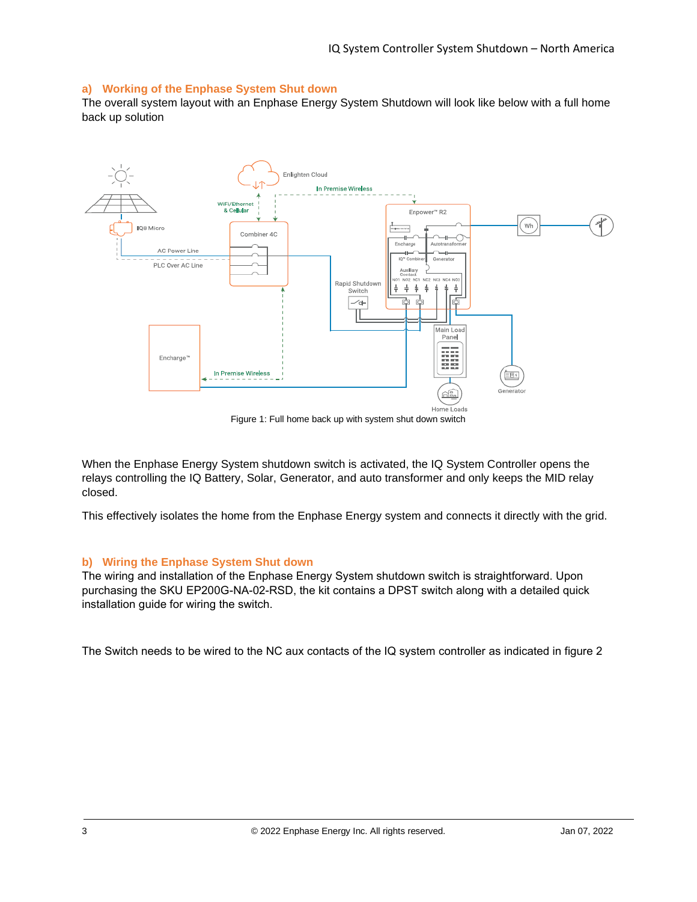## a) Working of the Enphase System Shut down

The overall system layout with an Enphase Energy System Shutdown will look like below with a full home back up solution

Figure 1: Full home back up with system shut down switch

When the Enphase Energy System shutdown switch is activated, the IQ System Controller opens the relays controlling the IQ Battery, Solar, Generator, and auto transformer and only keeps the MID relay closed.

This effectively isolates the home from the Enphase Energy system and connects it directly with the grid.

## b) Wiring the Enphase System Shut down

The wiring and installation of the Enphase Energy System shutdown switch is straightforward. Upon purchasing the SKU EP200G-NA-02-RSD, the kit contains a DPST switch along with a detailed quick installation guide for wiring the switch.

The Switch needs to be wired to the NC aux contacts of the IQ system controller as indicated in figure 2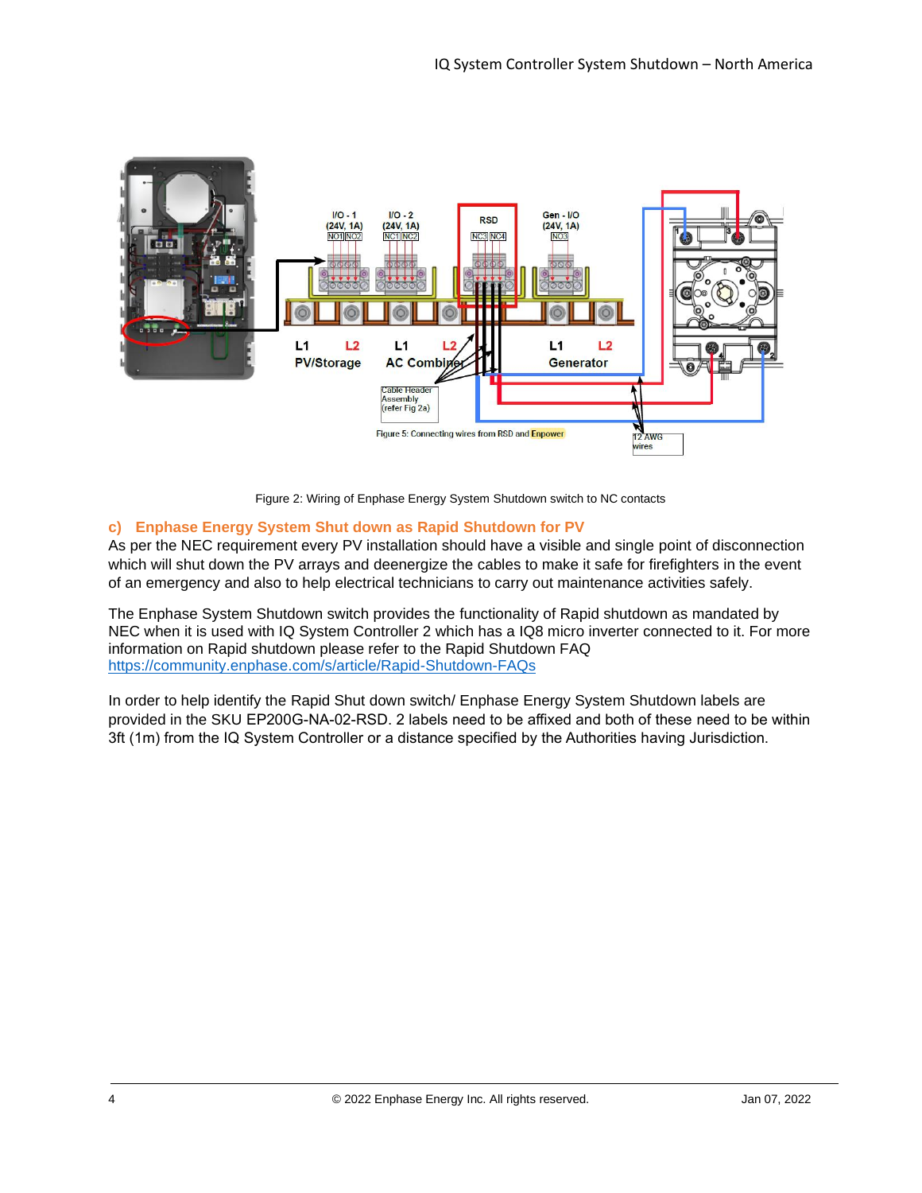Figure 2: Wiring of Enphase Energy System Shutdown switch to NC contacts

### c) Enphase Energy System Shut down as Rapid Shutdown for PV

As per the NEC requirement every PV installation should have a visible and single point of disconnection which will shut down the PV arrays and deenergize the cables to make it safe for firefighters in the event of an emergency and also to help electrical technicians to carry out maintenance activities safely.

The Enphase System Shutdown switch provides the functionality of Rapid shutdown as mandated by NEC when it is used with IQ System Controller 2 which has a IQ8 micro inverter connected to it. For more information on Rapid shutdown please refer to the Rapid Shutdown FAQ
https://community.enphase.com/s/article/Rapid-Shutdown-FAQs

In order to help identify the Rapid Shut down switch/ Enphase Energy System Shutdown labels are provided in the SKU EP200G-NA-02-RSD. 2 labels need to be affixed and both of these need to be within 3ft (1m) from the IQ System Controller or a distance specified by the Authorities having Jurisdiction.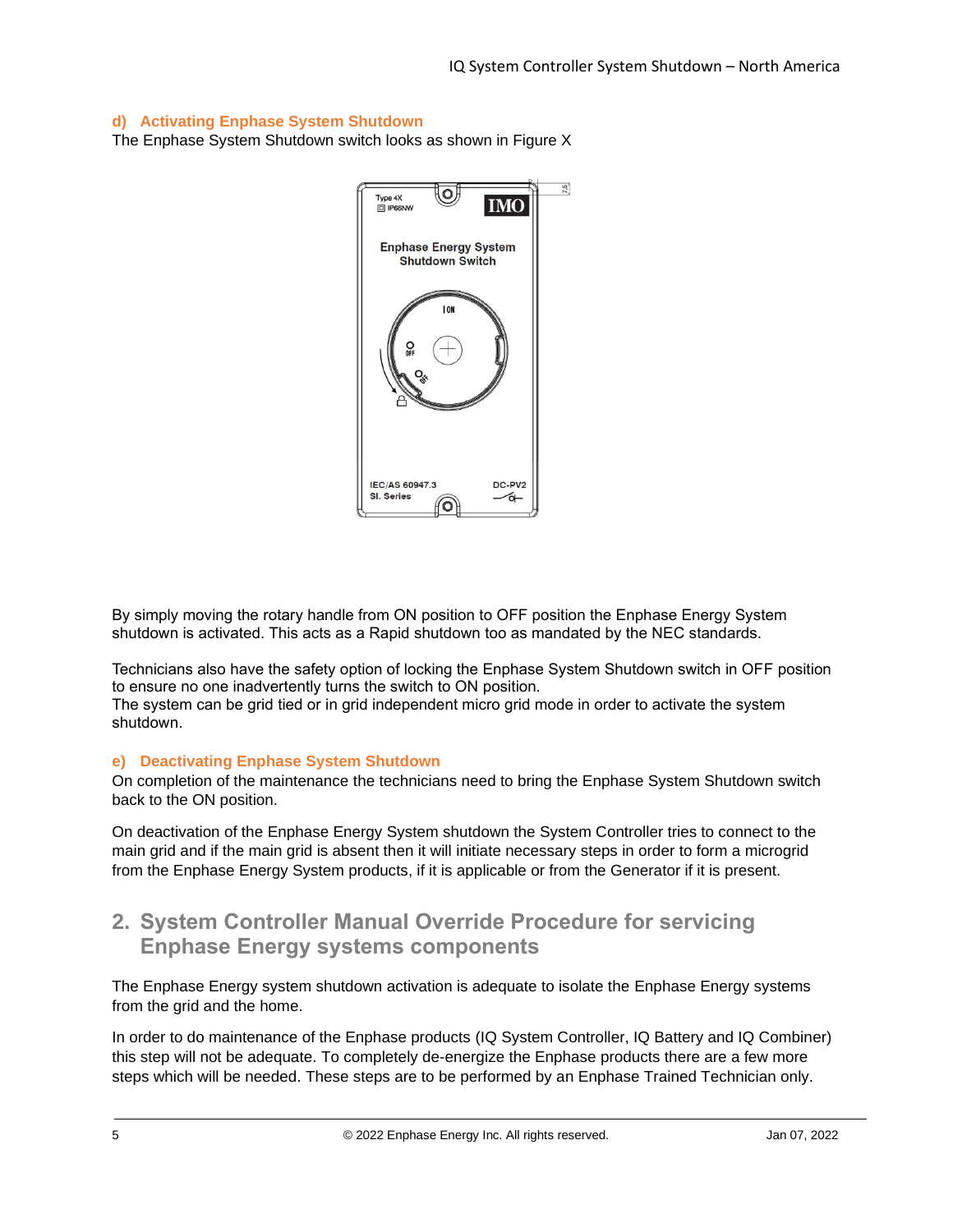### d) Activating Enphase System Shutdown

The Enphase System Shutdown switch looks as shown in Figure X

By simply moving the rotary handle from ON position to OFF position the Enphase Energy System shutdown is activated. This acts as a Rapid shutdown too as mandated by the NEC standards.

Technicians also have the safety option of locking the Enphase System Shutdown switch in OFF position to ensure no one inadvertently turns the switch to ON position.
The system can be grid tied or in grid independent micro grid mode in order to activate the system shutdown.

### e) Deactivating Enphase System Shutdown

On completion of the maintenance the technicians need to bring the Enphase System Shutdown switch back to the ON position.

On deactivation of the Enphase Energy System shutdown the System Controller tries to connect to the main grid and if the main grid is absent then it will initiate necessary steps in order to form a microgrid from the Enphase Energy System products, if it is applicable or from the Generator if it is present.

## 2. System Controller Manual Override Procedure for servicing Enphase Energy systems components

The Enphase Energy system shutdown activation is adequate to isolate the Enphase Energy systems from the grid and the home.

In order to do maintenance of the Enphase products (IQ System Controller, IQ Battery and IQ Combiner) this step will not be adequate. To completely de-energize the Enphase products there are a few more steps which will be needed. These steps are to be performed by an Enphase Trained Technician only.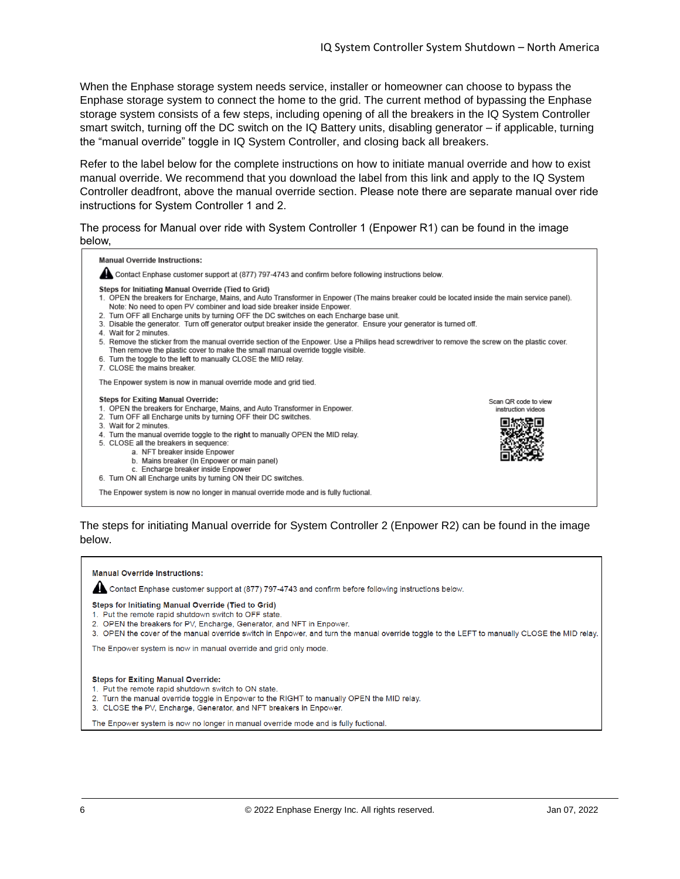When the Enphase storage system needs service, installer or homeowner can choose to bypass the Enphase storage system to connect the home to the grid. The current method of bypassing the Enphase storage system consists of a few steps, including opening of all the breakers in the IQ System Controller smart switch, turning off the DC switch on the IQ Battery units, disabling generator – if applicable, turning the "manual override" toggle in IQ System Controller, and closing back all breakers.

Refer to the label below for the complete instructions on how to initiate manual override and how to exist manual override. We recommend that you download the label from this link and apply to the IQ System Controller deadfront, above the manual override section. Please note there are separate manual over ride instructions for System Controller 1 and 2.

The process for Manual over ride with System Controller 1 (Enpower R1) can be found in the image below,

**Manual Override Instructions:**

⚠ Contact Enphase customer support at (877) 797-4743 and confirm before following instructions below.

**Steps for Initiating Manual Override (Tied to Grid)**

1. OPEN the breakers for Encharge, Mains, and Auto Transformer in Enpower (The mains breaker could be located inside the main service panel).
   Note: No need to open PV combiner and load side breaker inside Enpower.
2. Turn OFF all Encharge units by turning OFF the DC switches on each Encharge base unit.
3. Disable the generator. Turn off generator output breaker inside the generator. Ensure your generator is turned off.
4. Wait for 2 minutes.
5. Remove the sticker from the manual override section of the Enpower. Use a Philips head screwdriver to remove the screw on the plastic cover. Then remove the plastic cover to make the small manual override toggle visible.
6. Turn the toggle to the **left** to manually CLOSE the MID relay.
7. CLOSE the mains breaker.

The Enpower system is now in manual override mode and grid tied.

**Steps for Exiting Manual Override:**

1. OPEN the breakers for Encharge, Mains, and Auto Transformer in Enpower.
2. Turn OFF all Encharge units by turning OFF their DC switches.
3. Wait for 2 minutes.
4. Turn the manual override toggle to the **right** to manually OPEN the MID relay.
5. CLOSE all the breakers in sequence:
   a. NFT breaker inside Enpower
   b. Mains breaker (In Enpower or main panel)
   c. Encharge breaker inside Enpower
6. Turn ON all Encharge units by turning ON their DC switches.

The Enpower system is now no longer in manual override mode and is fully fuctional.

Scan QR code to view instruction videos

The steps for initiating Manual override for System Controller 2 (Enpower R2) can be found in the image below.

**Manual Override Instructions:**

⚠ Contact Enphase customer support at (877) 797-4743 and confirm before following instructions below.

**Steps for Initiating Manual Override (Tied to Grid)**

1. Put the remote rapid shutdown switch to OFF state.
2. OPEN the breakers for PV, Encharge, Generator, and NFT in Enpower.
3. OPEN the cover of the manual override switch in Enpower, and turn the manual override toggle to the LEFT to manually CLOSE the MID relay.

The Enpower system is now in manual override and grid only mode.

**Steps for Exiting Manual Override:**

1. Put the remote rapid shutdown switch to ON state.
2. Turn the manual override toggle in Enpower to the RIGHT to manually OPEN the MID relay.
3. CLOSE the PV, Encharge, Generator, and NFT breakers in Enpower.

The Enpower system is now no longer in manual override mode and is fully fuctional.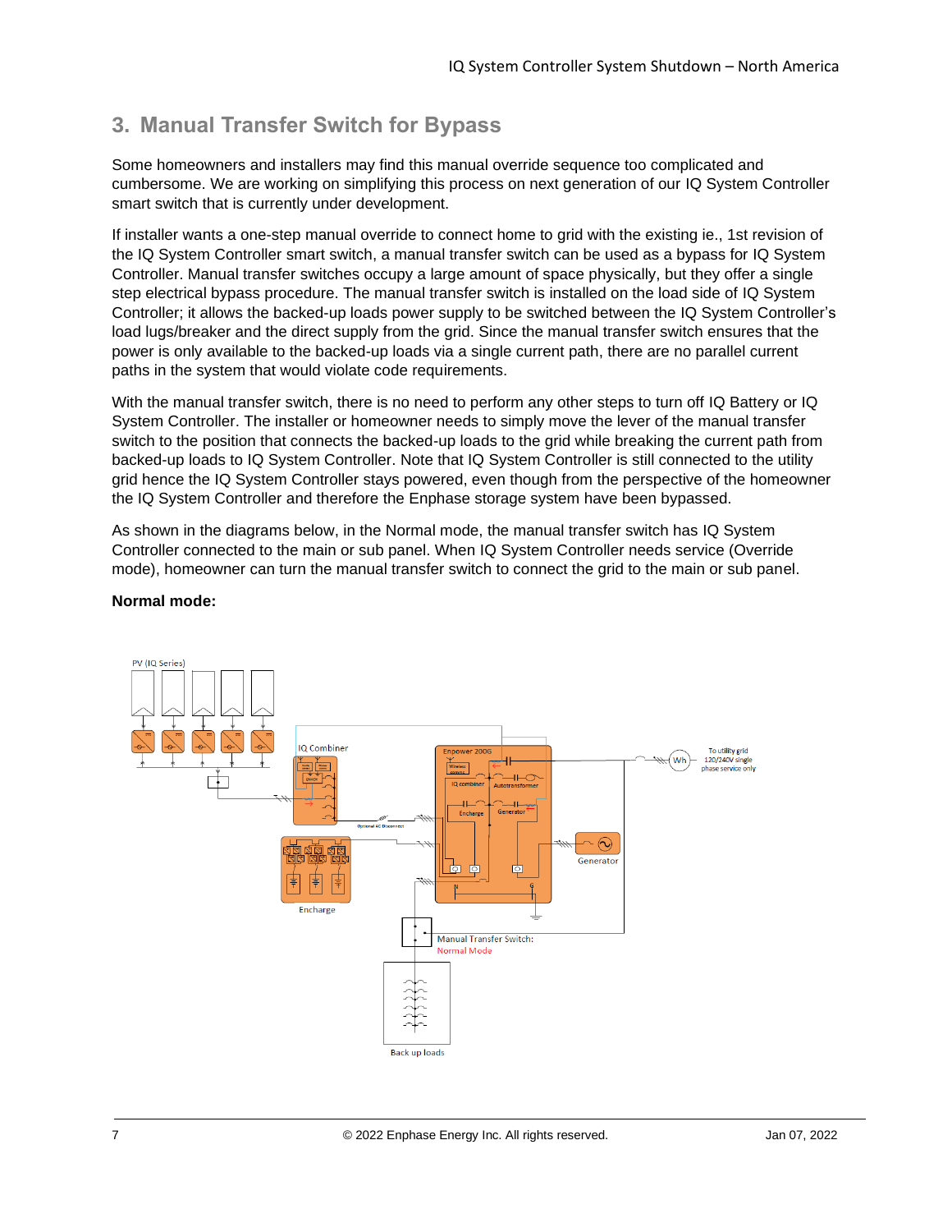## 3. Manual Transfer Switch for Bypass

Some homeowners and installers may find this manual override sequence too complicated and cumbersome. We are working on simplifying this process on next generation of our IQ System Controller smart switch that is currently under development.

If installer wants a one-step manual override to connect home to grid with the existing ie., 1st revision of the IQ System Controller smart switch, a manual transfer switch can be used as a bypass for IQ System Controller. Manual transfer switches occupy a large amount of space physically, but they offer a single step electrical bypass procedure. The manual transfer switch is installed on the load side of IQ System Controller; it allows the backed-up loads power supply to be switched between the IQ System Controller's load lugs/breaker and the direct supply from the grid. Since the manual transfer switch ensures that the power is only available to the backed-up loads via a single current path, there are no parallel current paths in the system that would violate code requirements.

With the manual transfer switch, there is no need to perform any other steps to turn off IQ Battery or IQ System Controller. The installer or homeowner needs to simply move the lever of the manual transfer switch to the position that connects the backed-up loads to the grid while breaking the current path from backed-up loads to IQ System Controller. Note that IQ System Controller is still connected to the utility grid hence the IQ System Controller stays powered, even though from the perspective of the homeowner the IQ System Controller and therefore the Enphase storage system have been bypassed.

As shown in the diagrams below, in the Normal mode, the manual transfer switch has IQ System Controller connected to the main or sub panel. When IQ System Controller needs service (Override mode), homeowner can turn the manual transfer switch to connect the grid to the main or sub panel.

**Normal mode:**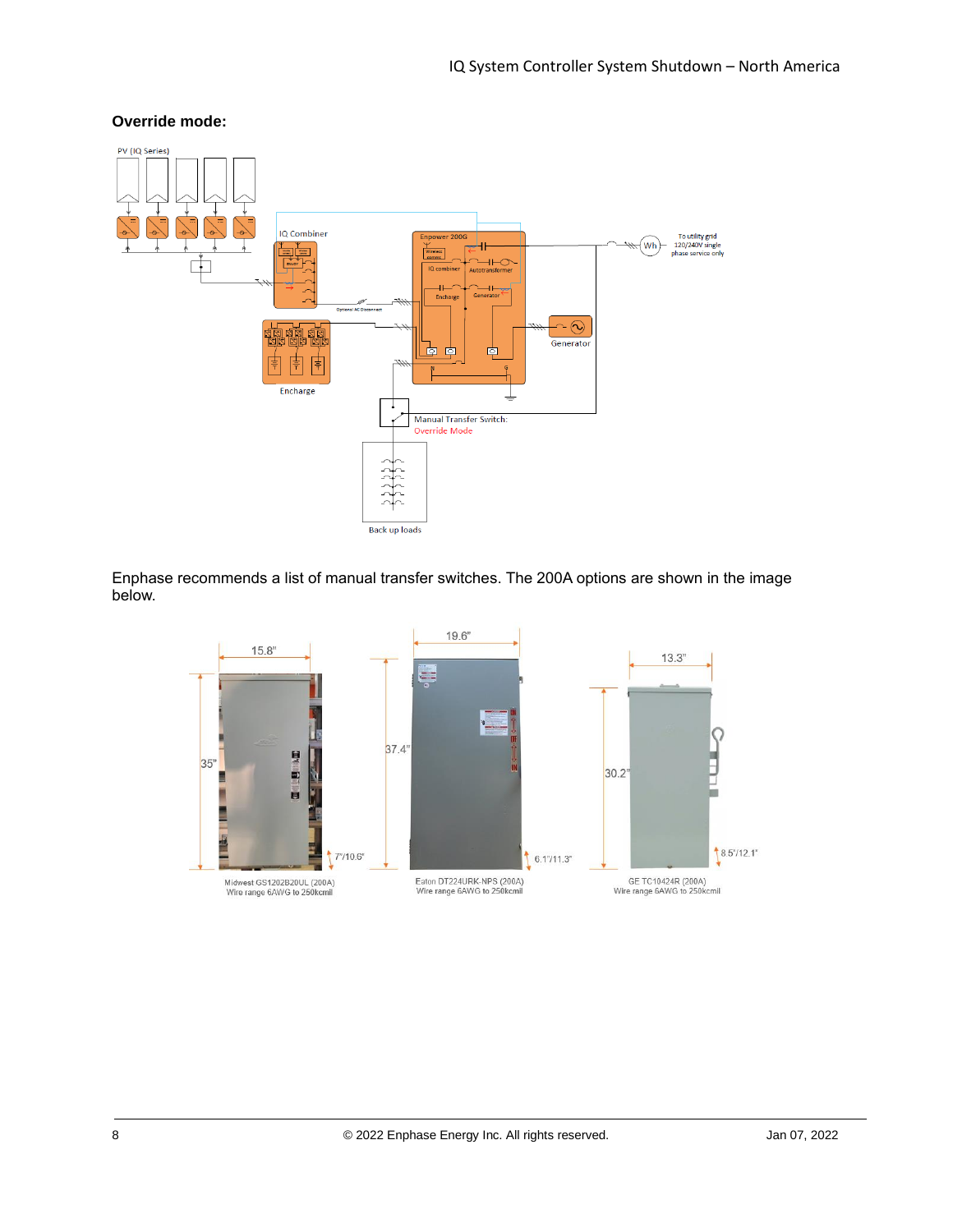**Override mode:**

Enphase recommends a list of manual transfer switches. The 200A options are shown in the image below.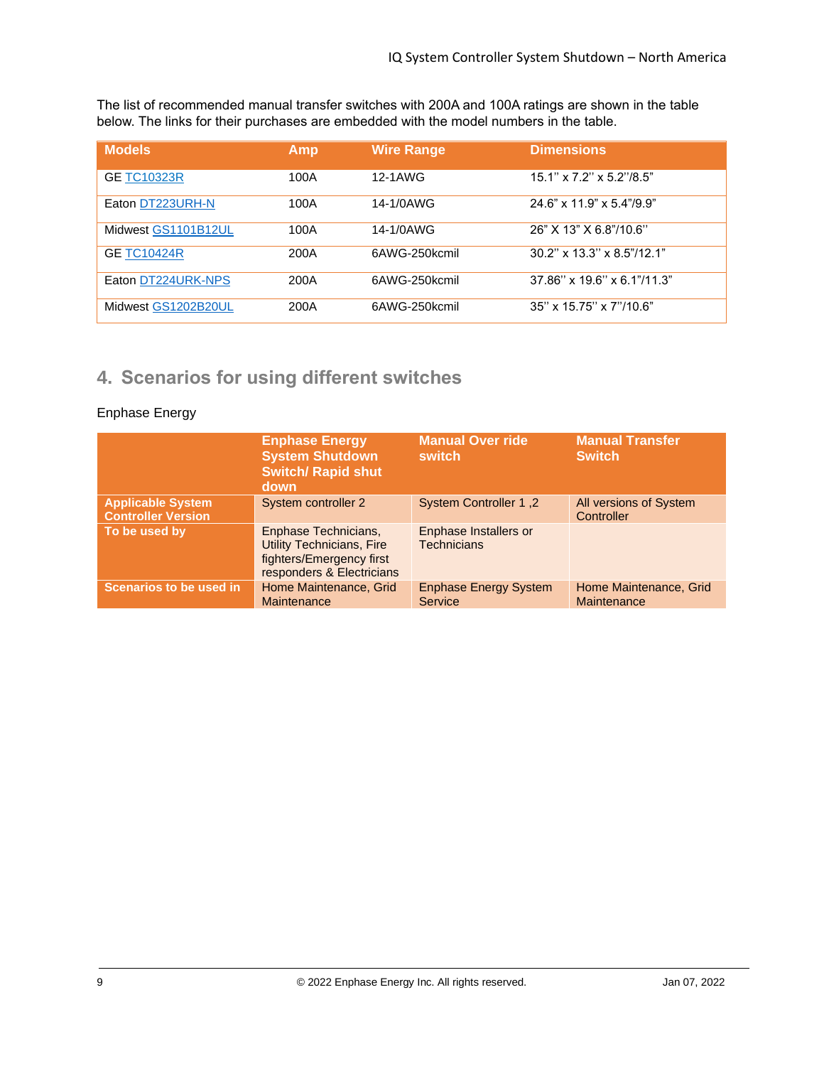The list of recommended manual transfer switches with 200A and 100A ratings are shown in the table below. The links for their purchases are embedded with the model numbers in the table.

| Models | Amp | Wire Range | Dimensions |
|---|---|---|---|
| GE TC10323R | 100A | 12-1AWG | 15.1'' x 7.2'' x 5.2''/8.5" |
| Eaton DT223URH-N | 100A | 14-1/0AWG | 24.6" x 11.9" x 5.4"/9.9" |
| Midwest GS1101B12UL | 100A | 14-1/0AWG | 26" X 13" X 6.8"/10.6'' |
| GE TC10424R | 200A | 6AWG-250kcmil | 30.2'' x 13.3'' x 8.5"/12.1" |
| Eaton DT224URK-NPS | 200A | 6AWG-250kcmil | 37.86'' x 19.6'' x 6.1"/11.3" |
| Midwest GS1202B20UL | 200A | 6AWG-250kcmil | 35'' x 15.75'' x 7''/10.6" |

## 4. Scenarios for using different switches

Enphase Energy

| | Enphase Energy System Shutdown Switch/ Rapid shut down | Manual Over ride switch | Manual Transfer Switch |
|---|---|---|---|
| **Applicable System Controller Version** | System controller 2 | System Controller 1 ,2 | All versions of System Controller |
| **To be used by** | Enphase Technicians, Utility Technicians, Fire fighters/Emergency first responders & Electricians | Enphase Installers or Technicians | |
| **Scenarios to be used in** | Home Maintenance, Grid Maintenance | Enphase Energy System Service | Home Maintenance, Grid Maintenance |